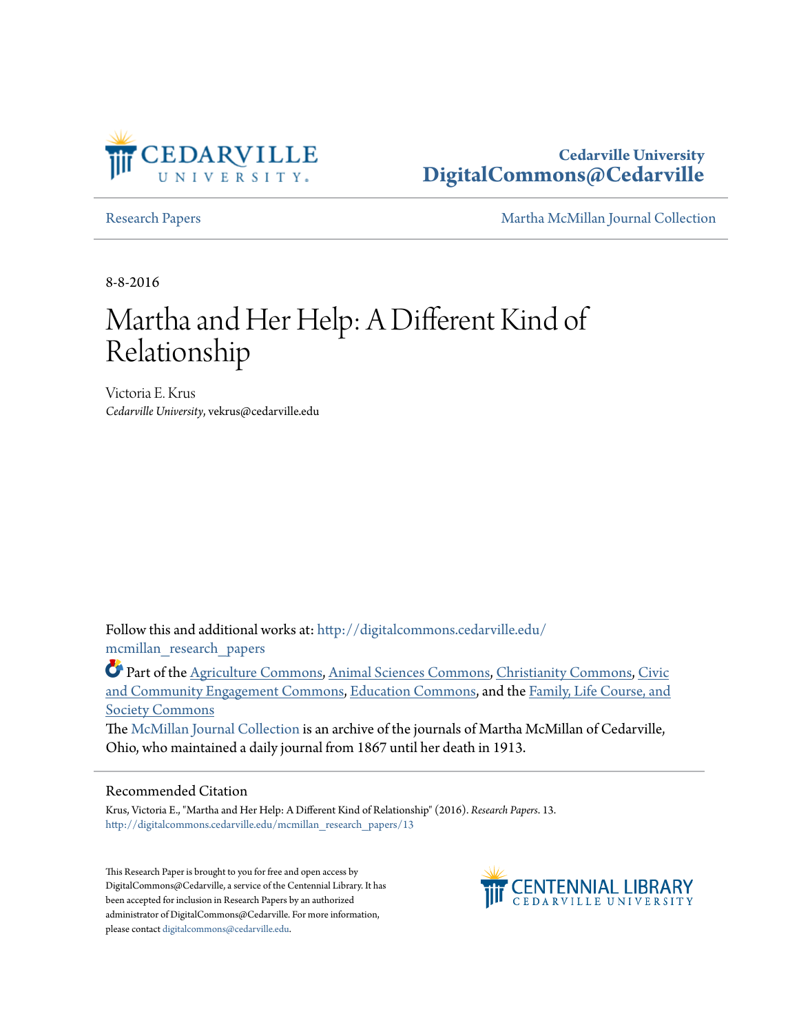Cedarville University
DigitalCommons@Cedarville

Research Papers | Martha McMillan Journal Collection

8-8-2016

# Martha and Her Help: A Different Kind of Relationship

Victoria E. Krus
*Cedarville University*, vekrus@cedarville.edu

Follow this and additional works at: http://digitalcommons.cedarville.edu/mcmillan_research_papers

Part of the Agriculture Commons, Animal Sciences Commons, Christianity Commons, Civic and Community Engagement Commons, Education Commons, and the Family, Life Course, and Society Commons

The McMillan Journal Collection is an archive of the journals of Martha McMillan of Cedarville, Ohio, who maintained a daily journal from 1867 until her death in 1913.

## Recommended Citation

Krus, Victoria E., "Martha and Her Help: A Different Kind of Relationship" (2016). *Research Papers*. 13.
http://digitalcommons.cedarville.edu/mcmillan_research_papers/13

This Research Paper is brought to you for free and open access by DigitalCommons@Cedarville, a service of the Centennial Library. It has been accepted for inclusion in Research Papers by an authorized administrator of DigitalCommons@Cedarville. For more information, please contact digitalcommons@cedarville.edu.

Centennial Library
Cedarville University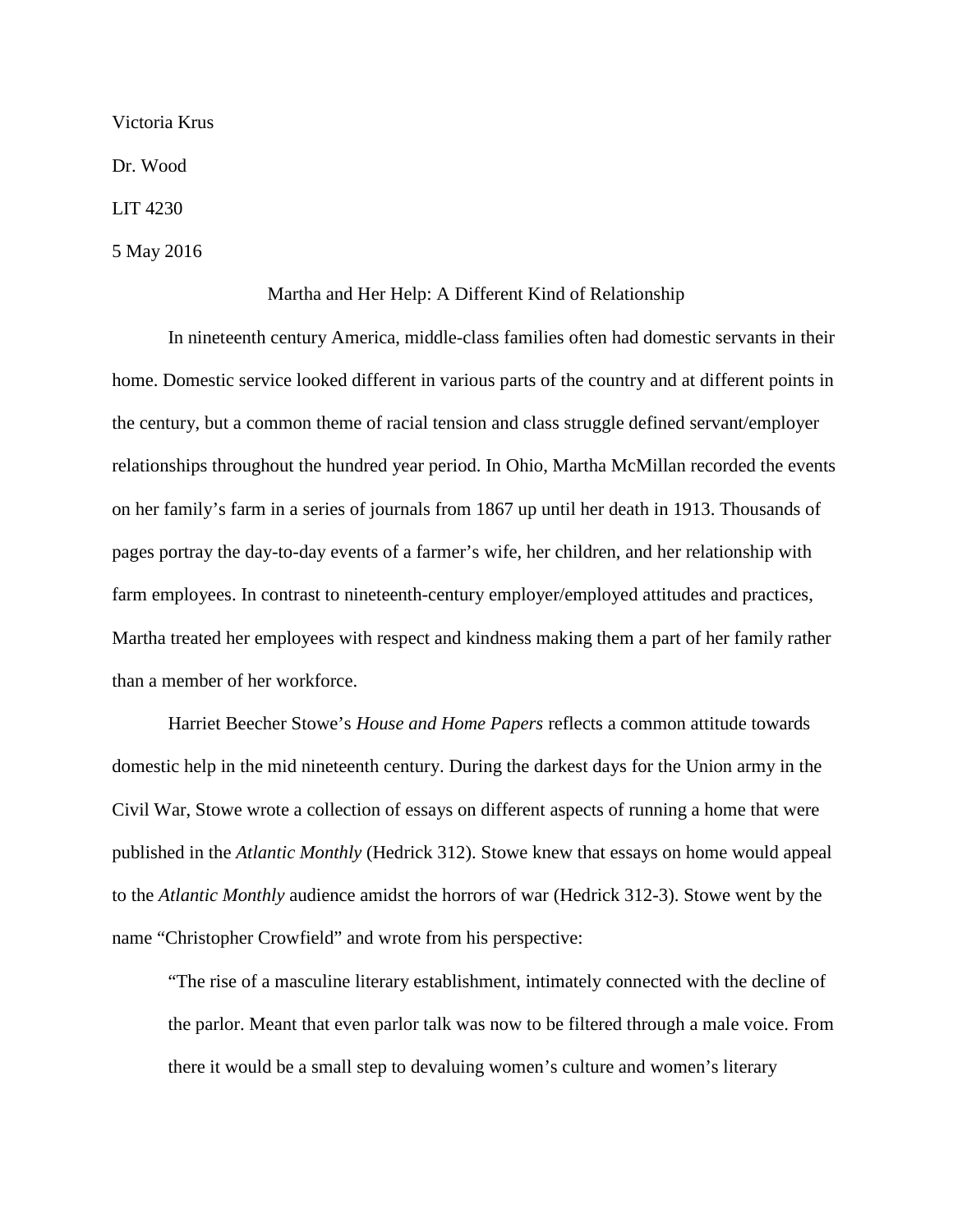Victoria Krus

Dr. Wood

LIT 4230

5 May 2016

Martha and Her Help: A Different Kind of Relationship

In nineteenth century America, middle-class families often had domestic servants in their home. Domestic service looked different in various parts of the country and at different points in the century, but a common theme of racial tension and class struggle defined servant/employer relationships throughout the hundred year period. In Ohio, Martha McMillan recorded the events on her family's farm in a series of journals from 1867 up until her death in 1913. Thousands of pages portray the day-to-day events of a farmer's wife, her children, and her relationship with farm employees. In contrast to nineteenth-century employer/employed attitudes and practices, Martha treated her employees with respect and kindness making them a part of her family rather than a member of her workforce.

Harriet Beecher Stowe's *House and Home Papers* reflects a common attitude towards domestic help in the mid nineteenth century. During the darkest days for the Union army in the Civil War, Stowe wrote a collection of essays on different aspects of running a home that were published in the *Atlantic Monthly* (Hedrick 312). Stowe knew that essays on home would appeal to the *Atlantic Monthly* audience amidst the horrors of war (Hedrick 312-3). Stowe went by the name "Christopher Crowfield" and wrote from his perspective:

> "The rise of a masculine literary establishment, intimately connected with the decline of the parlor. Meant that even parlor talk was now to be filtered through a male voice. From there it would be a small step to devaluing women's culture and women's literary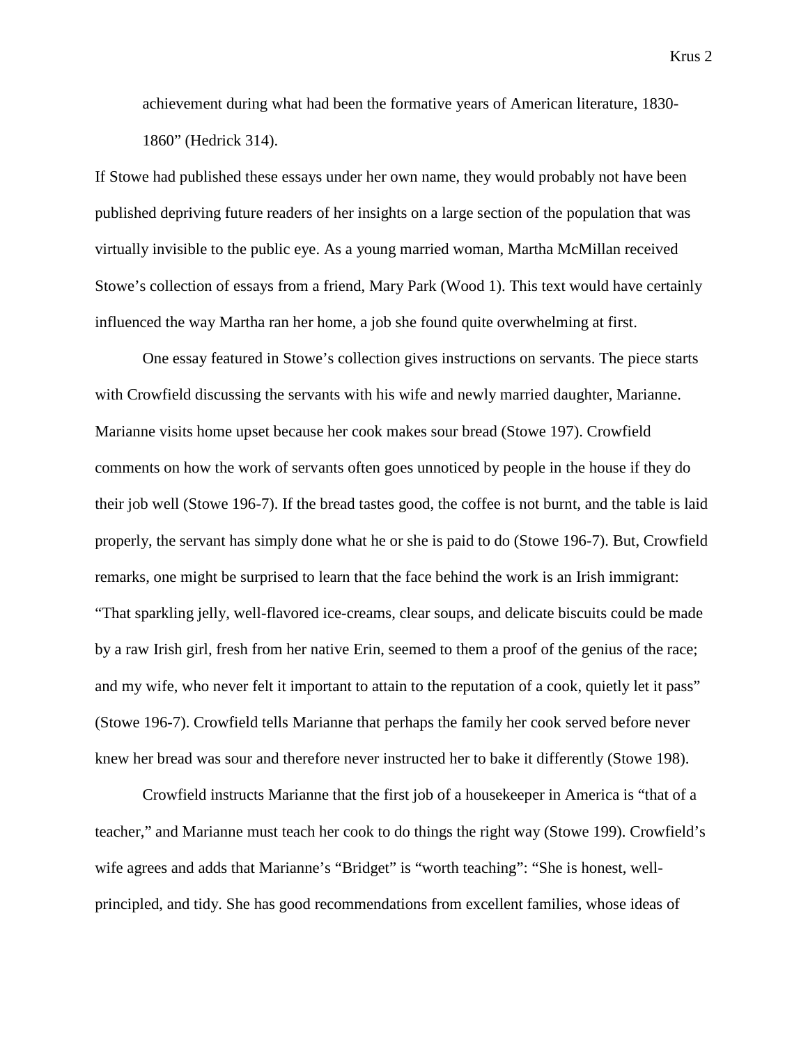achievement during what had been the formative years of American literature, 1830-1860" (Hedrick 314).

If Stowe had published these essays under her own name, they would probably not have been published depriving future readers of her insights on a large section of the population that was virtually invisible to the public eye. As a young married woman, Martha McMillan received Stowe's collection of essays from a friend, Mary Park (Wood 1). This text would have certainly influenced the way Martha ran her home, a job she found quite overwhelming at first.

One essay featured in Stowe's collection gives instructions on servants. The piece starts with Crowfield discussing the servants with his wife and newly married daughter, Marianne. Marianne visits home upset because her cook makes sour bread (Stowe 197). Crowfield comments on how the work of servants often goes unnoticed by people in the house if they do their job well (Stowe 196-7). If the bread tastes good, the coffee is not burnt, and the table is laid properly, the servant has simply done what he or she is paid to do (Stowe 196-7). But, Crowfield remarks, one might be surprised to learn that the face behind the work is an Irish immigrant: "That sparkling jelly, well-flavored ice-creams, clear soups, and delicate biscuits could be made by a raw Irish girl, fresh from her native Erin, seemed to them a proof of the genius of the race; and my wife, who never felt it important to attain to the reputation of a cook, quietly let it pass" (Stowe 196-7). Crowfield tells Marianne that perhaps the family her cook served before never knew her bread was sour and therefore never instructed her to bake it differently (Stowe 198).

Crowfield instructs Marianne that the first job of a housekeeper in America is "that of a teacher," and Marianne must teach her cook to do things the right way (Stowe 199). Crowfield's wife agrees and adds that Marianne's "Bridget" is "worth teaching": "She is honest, well-principled, and tidy. She has good recommendations from excellent families, whose ideas of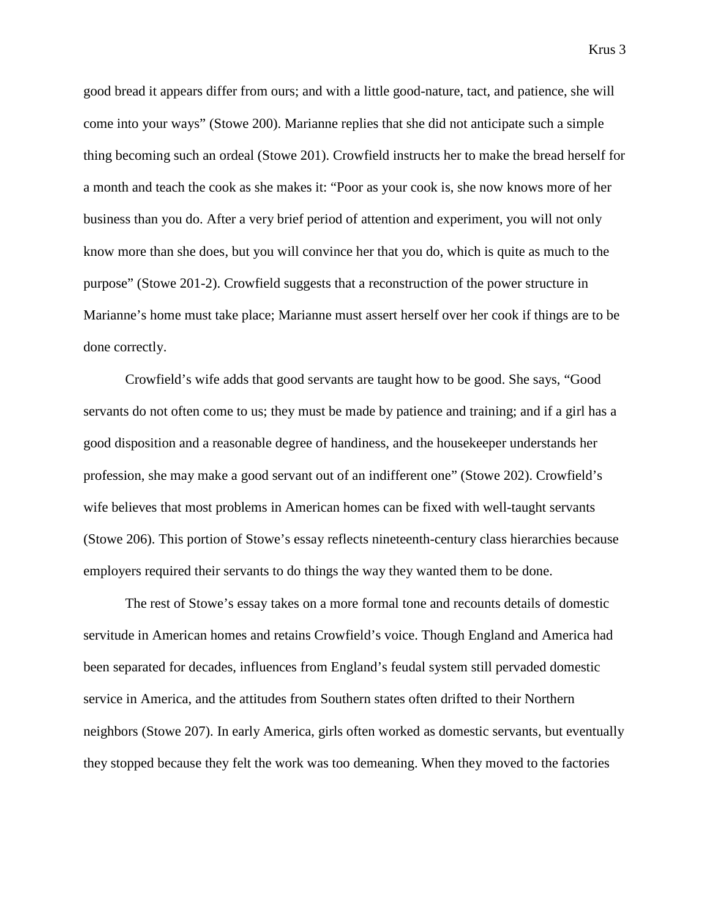good bread it appears differ from ours; and with a little good-nature, tact, and patience, she will come into your ways" (Stowe 200). Marianne replies that she did not anticipate such a simple thing becoming such an ordeal (Stowe 201). Crowfield instructs her to make the bread herself for a month and teach the cook as she makes it: "Poor as your cook is, she now knows more of her business than you do. After a very brief period of attention and experiment, you will not only know more than she does, but you will convince her that you do, which is quite as much to the purpose" (Stowe 201-2). Crowfield suggests that a reconstruction of the power structure in Marianne's home must take place; Marianne must assert herself over her cook if things are to be done correctly.

Crowfield's wife adds that good servants are taught how to be good. She says, "Good servants do not often come to us; they must be made by patience and training; and if a girl has a good disposition and a reasonable degree of handiness, and the housekeeper understands her profession, she may make a good servant out of an indifferent one" (Stowe 202). Crowfield's wife believes that most problems in American homes can be fixed with well-taught servants (Stowe 206). This portion of Stowe's essay reflects nineteenth-century class hierarchies because employers required their servants to do things the way they wanted them to be done.

The rest of Stowe's essay takes on a more formal tone and recounts details of domestic servitude in American homes and retains Crowfield's voice. Though England and America had been separated for decades, influences from England's feudal system still pervaded domestic service in America, and the attitudes from Southern states often drifted to their Northern neighbors (Stowe 207). In early America, girls often worked as domestic servants, but eventually they stopped because they felt the work was too demeaning. When they moved to the factories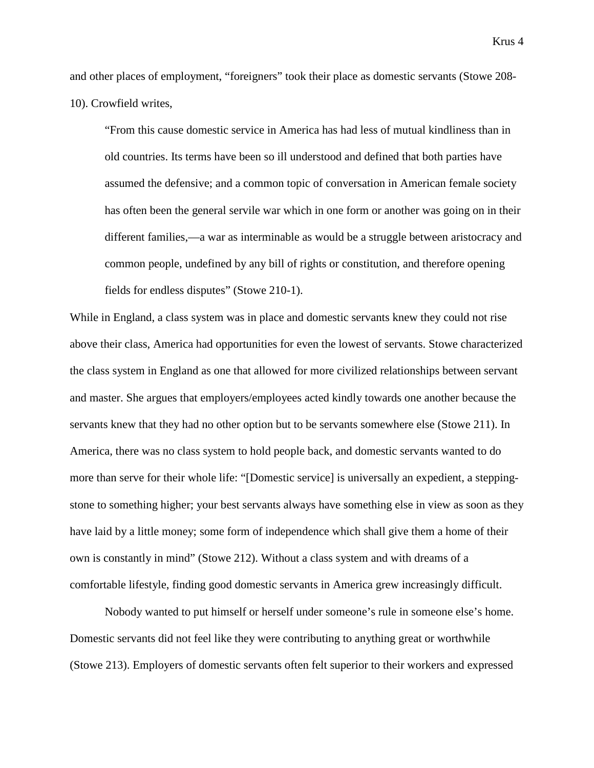and other places of employment, "foreigners" took their place as domestic servants (Stowe 208-10). Crowfield writes,

> "From this cause domestic service in America has had less of mutual kindliness than in old countries. Its terms have been so ill understood and defined that both parties have assumed the defensive; and a common topic of conversation in American female society has often been the general servile war which in one form or another was going on in their different families,—a war as interminable as would be a struggle between aristocracy and common people, undefined by any bill of rights or constitution, and therefore opening fields for endless disputes" (Stowe 210-1).

While in England, a class system was in place and domestic servants knew they could not rise above their class, America had opportunities for even the lowest of servants. Stowe characterized the class system in England as one that allowed for more civilized relationships between servant and master. She argues that employers/employees acted kindly towards one another because the servants knew that they had no other option but to be servants somewhere else (Stowe 211). In America, there was no class system to hold people back, and domestic servants wanted to do more than serve for their whole life: "[Domestic service] is universally an expedient, a stepping-stone to something higher; your best servants always have something else in view as soon as they have laid by a little money; some form of independence which shall give them a home of their own is constantly in mind" (Stowe 212). Without a class system and with dreams of a comfortable lifestyle, finding good domestic servants in America grew increasingly difficult.

Nobody wanted to put himself or herself under someone's rule in someone else's home. Domestic servants did not feel like they were contributing to anything great or worthwhile (Stowe 213). Employers of domestic servants often felt superior to their workers and expressed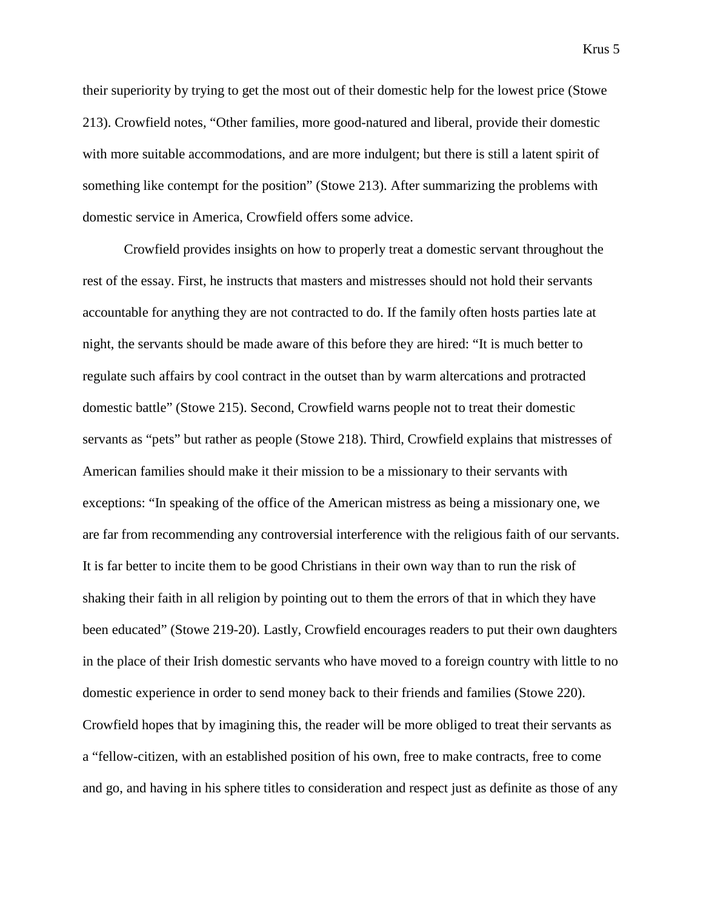their superiority by trying to get the most out of their domestic help for the lowest price (Stowe 213). Crowfield notes, “Other families, more good-natured and liberal, provide their domestic with more suitable accommodations, and are more indulgent; but there is still a latent spirit of something like contempt for the position” (Stowe 213). After summarizing the problems with domestic service in America, Crowfield offers some advice.

Crowfield provides insights on how to properly treat a domestic servant throughout the rest of the essay. First, he instructs that masters and mistresses should not hold their servants accountable for anything they are not contracted to do. If the family often hosts parties late at night, the servants should be made aware of this before they are hired: “It is much better to regulate such affairs by cool contract in the outset than by warm altercations and protracted domestic battle” (Stowe 215). Second, Crowfield warns people not to treat their domestic servants as “pets” but rather as people (Stowe 218). Third, Crowfield explains that mistresses of American families should make it their mission to be a missionary to their servants with exceptions: “In speaking of the office of the American mistress as being a missionary one, we are far from recommending any controversial interference with the religious faith of our servants. It is far better to incite them to be good Christians in their own way than to run the risk of shaking their faith in all religion by pointing out to them the errors of that in which they have been educated” (Stowe 219-20). Lastly, Crowfield encourages readers to put their own daughters in the place of their Irish domestic servants who have moved to a foreign country with little to no domestic experience in order to send money back to their friends and families (Stowe 220). Crowfield hopes that by imagining this, the reader will be more obliged to treat their servants as a “fellow-citizen, with an established position of his own, free to make contracts, free to come and go, and having in his sphere titles to consideration and respect just as definite as those of any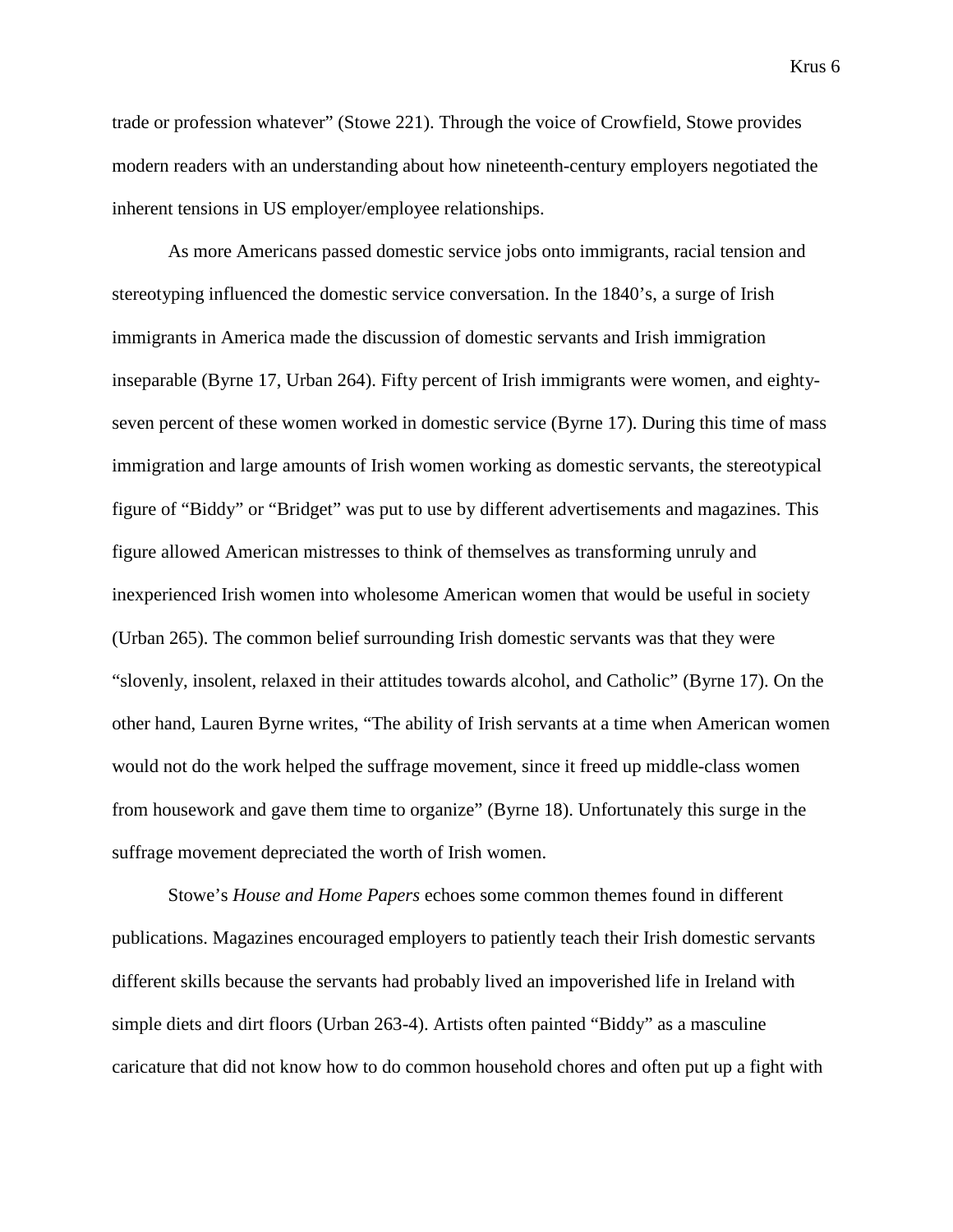trade or profession whatever" (Stowe 221). Through the voice of Crowfield, Stowe provides modern readers with an understanding about how nineteenth-century employers negotiated the inherent tensions in US employer/employee relationships.

As more Americans passed domestic service jobs onto immigrants, racial tension and stereotyping influenced the domestic service conversation. In the 1840's, a surge of Irish immigrants in America made the discussion of domestic servants and Irish immigration inseparable (Byrne 17, Urban 264). Fifty percent of Irish immigrants were women, and eighty-seven percent of these women worked in domestic service (Byrne 17). During this time of mass immigration and large amounts of Irish women working as domestic servants, the stereotypical figure of "Biddy" or "Bridget" was put to use by different advertisements and magazines. This figure allowed American mistresses to think of themselves as transforming unruly and inexperienced Irish women into wholesome American women that would be useful in society (Urban 265). The common belief surrounding Irish domestic servants was that they were "slovenly, insolent, relaxed in their attitudes towards alcohol, and Catholic" (Byrne 17). On the other hand, Lauren Byrne writes, "The ability of Irish servants at a time when American women would not do the work helped the suffrage movement, since it freed up middle-class women from housework and gave them time to organize" (Byrne 18). Unfortunately this surge in the suffrage movement depreciated the worth of Irish women.

Stowe's *House and Home Papers* echoes some common themes found in different publications. Magazines encouraged employers to patiently teach their Irish domestic servants different skills because the servants had probably lived an impoverished life in Ireland with simple diets and dirt floors (Urban 263-4). Artists often painted "Biddy" as a masculine caricature that did not know how to do common household chores and often put up a fight with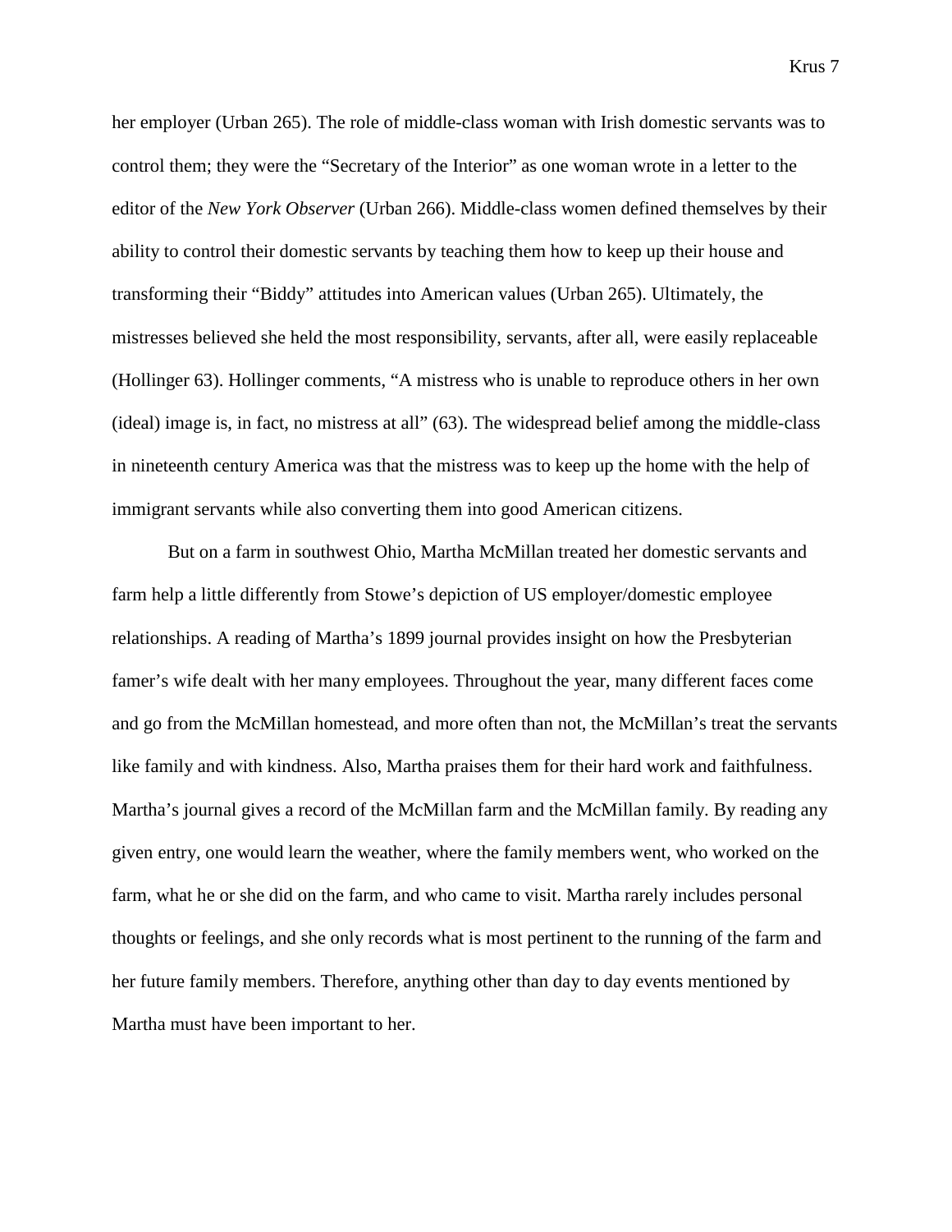her employer (Urban 265). The role of middle-class woman with Irish domestic servants was to control them; they were the "Secretary of the Interior" as one woman wrote in a letter to the editor of the *New York Observer* (Urban 266). Middle-class women defined themselves by their ability to control their domestic servants by teaching them how to keep up their house and transforming their "Biddy" attitudes into American values (Urban 265). Ultimately, the mistresses believed she held the most responsibility, servants, after all, were easily replaceable (Hollinger 63). Hollinger comments, "A mistress who is unable to reproduce others in her own (ideal) image is, in fact, no mistress at all" (63). The widespread belief among the middle-class in nineteenth century America was that the mistress was to keep up the home with the help of immigrant servants while also converting them into good American citizens.

But on a farm in southwest Ohio, Martha McMillan treated her domestic servants and farm help a little differently from Stowe's depiction of US employer/domestic employee relationships. A reading of Martha's 1899 journal provides insight on how the Presbyterian famer's wife dealt with her many employees. Throughout the year, many different faces come and go from the McMillan homestead, and more often than not, the McMillan's treat the servants like family and with kindness. Also, Martha praises them for their hard work and faithfulness. Martha's journal gives a record of the McMillan farm and the McMillan family. By reading any given entry, one would learn the weather, where the family members went, who worked on the farm, what he or she did on the farm, and who came to visit. Martha rarely includes personal thoughts or feelings, and she only records what is most pertinent to the running of the farm and her future family members. Therefore, anything other than day to day events mentioned by Martha must have been important to her.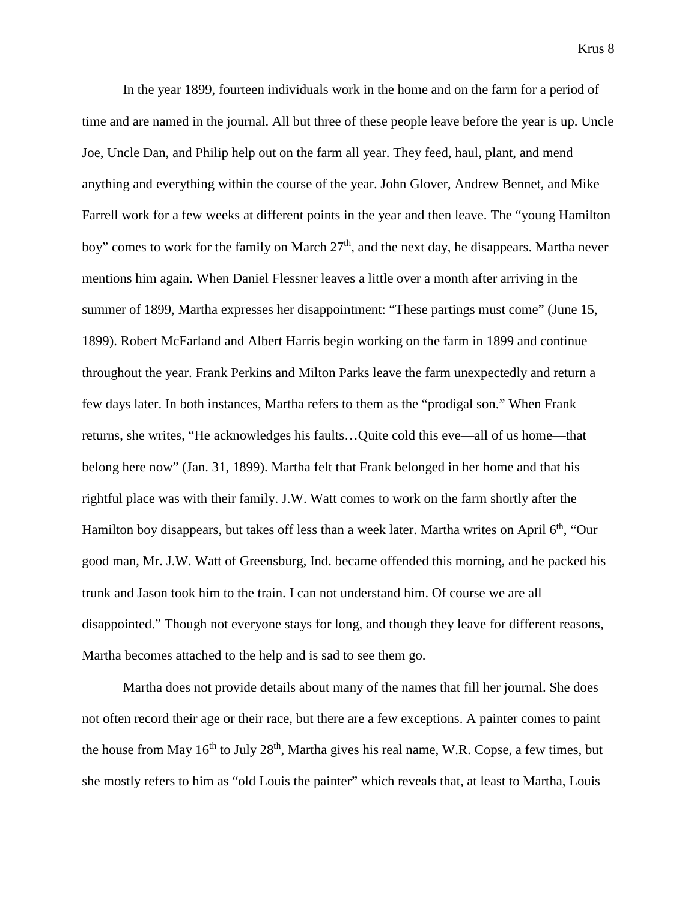In the year 1899, fourteen individuals work in the home and on the farm for a period of time and are named in the journal. All but three of these people leave before the year is up. Uncle Joe, Uncle Dan, and Philip help out on the farm all year. They feed, haul, plant, and mend anything and everything within the course of the year. John Glover, Andrew Bennet, and Mike Farrell work for a few weeks at different points in the year and then leave. The "young Hamilton boy" comes to work for the family on March 27th, and the next day, he disappears. Martha never mentions him again. When Daniel Flessner leaves a little over a month after arriving in the summer of 1899, Martha expresses her disappointment: "These partings must come" (June 15, 1899). Robert McFarland and Albert Harris begin working on the farm in 1899 and continue throughout the year. Frank Perkins and Milton Parks leave the farm unexpectedly and return a few days later. In both instances, Martha refers to them as the "prodigal son." When Frank returns, she writes, "He acknowledges his faults…Quite cold this eve—all of us home—that belong here now" (Jan. 31, 1899). Martha felt that Frank belonged in her home and that his rightful place was with their family. J.W. Watt comes to work on the farm shortly after the Hamilton boy disappears, but takes off less than a week later. Martha writes on April 6th, "Our good man, Mr. J.W. Watt of Greensburg, Ind. became offended this morning, and he packed his trunk and Jason took him to the train. I can not understand him. Of course we are all disappointed." Though not everyone stays for long, and though they leave for different reasons, Martha becomes attached to the help and is sad to see them go.

Martha does not provide details about many of the names that fill her journal. She does not often record their age or their race, but there are a few exceptions. A painter comes to paint the house from May 16th to July 28th, Martha gives his real name, W.R. Copse, a few times, but she mostly refers to him as "old Louis the painter" which reveals that, at least to Martha, Louis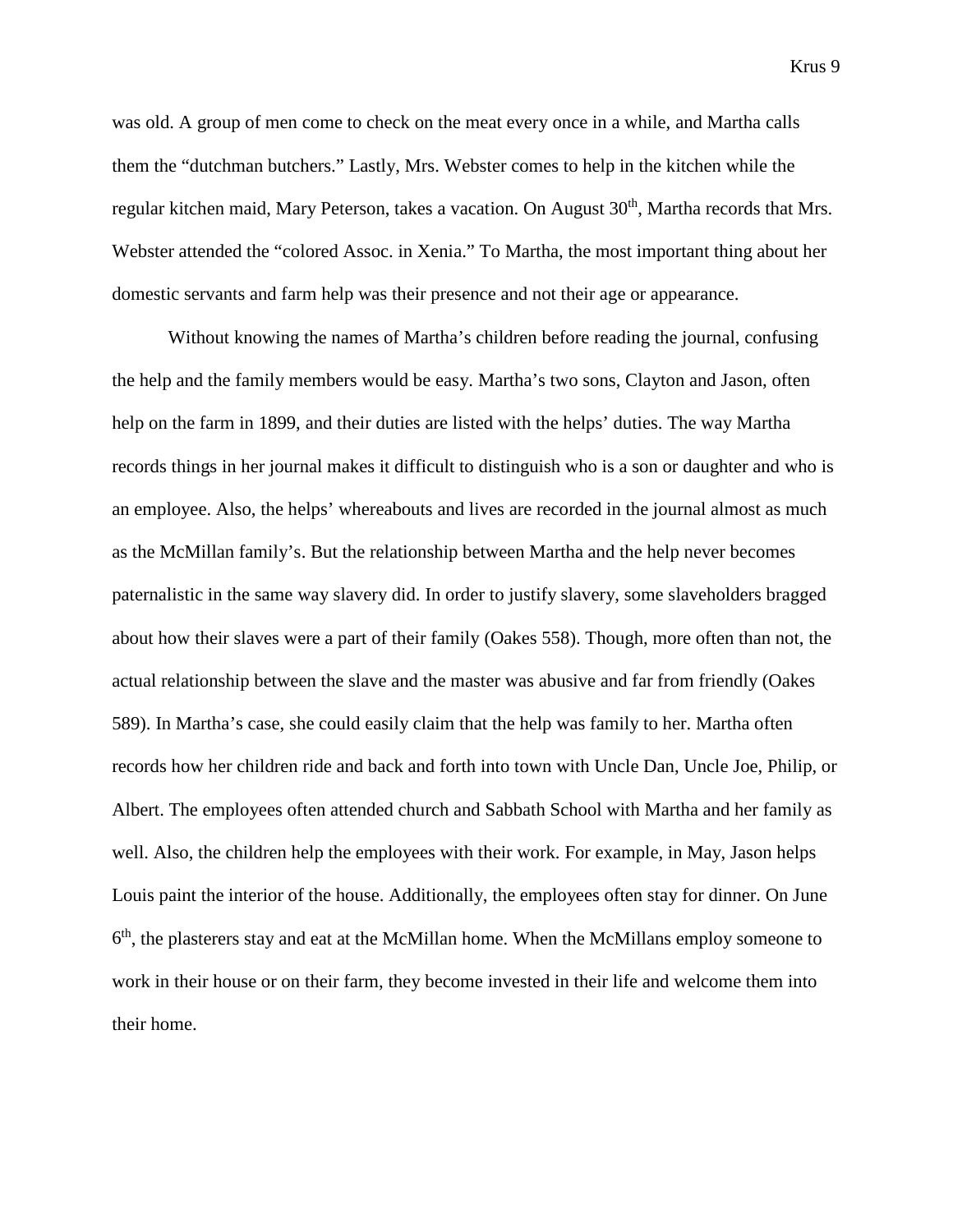was old. A group of men come to check on the meat every once in a while, and Martha calls them the "dutchman butchers." Lastly, Mrs. Webster comes to help in the kitchen while the regular kitchen maid, Mary Peterson, takes a vacation. On August 30th, Martha records that Mrs. Webster attended the "colored Assoc. in Xenia." To Martha, the most important thing about her domestic servants and farm help was their presence and not their age or appearance.

Without knowing the names of Martha's children before reading the journal, confusing the help and the family members would be easy. Martha's two sons, Clayton and Jason, often help on the farm in 1899, and their duties are listed with the helps' duties. The way Martha records things in her journal makes it difficult to distinguish who is a son or daughter and who is an employee. Also, the helps' whereabouts and lives are recorded in the journal almost as much as the McMillan family's. But the relationship between Martha and the help never becomes paternalistic in the same way slavery did. In order to justify slavery, some slaveholders bragged about how their slaves were a part of their family (Oakes 558). Though, more often than not, the actual relationship between the slave and the master was abusive and far from friendly (Oakes 589). In Martha's case, she could easily claim that the help was family to her. Martha often records how her children ride and back and forth into town with Uncle Dan, Uncle Joe, Philip, or Albert. The employees often attended church and Sabbath School with Martha and her family as well. Also, the children help the employees with their work. For example, in May, Jason helps Louis paint the interior of the house. Additionally, the employees often stay for dinner. On June 6th, the plasterers stay and eat at the McMillan home. When the McMillans employ someone to work in their house or on their farm, they become invested in their life and welcome them into their home.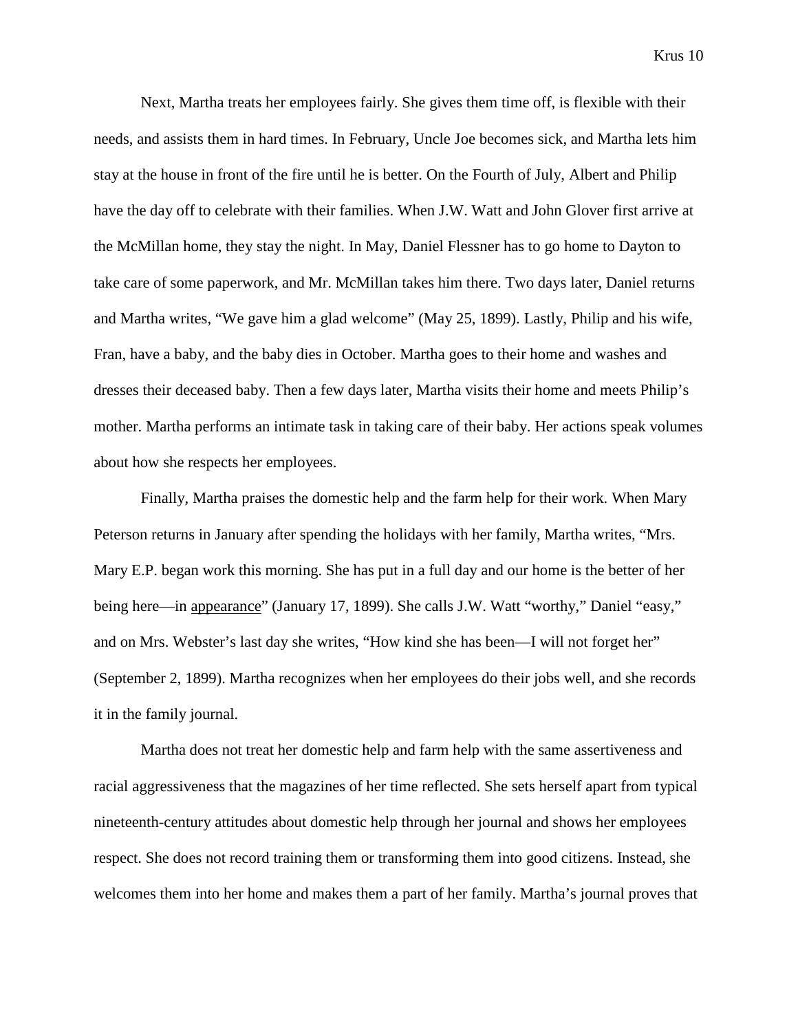Next, Martha treats her employees fairly. She gives them time off, is flexible with their needs, and assists them in hard times. In February, Uncle Joe becomes sick, and Martha lets him stay at the house in front of the fire until he is better. On the Fourth of July, Albert and Philip have the day off to celebrate with their families. When J.W. Watt and John Glover first arrive at the McMillan home, they stay the night. In May, Daniel Flessner has to go home to Dayton to take care of some paperwork, and Mr. McMillan takes him there. Two days later, Daniel returns and Martha writes, "We gave him a glad welcome" (May 25, 1899). Lastly, Philip and his wife, Fran, have a baby, and the baby dies in October. Martha goes to their home and washes and dresses their deceased baby. Then a few days later, Martha visits their home and meets Philip's mother. Martha performs an intimate task in taking care of their baby. Her actions speak volumes about how she respects her employees.

Finally, Martha praises the domestic help and the farm help for their work. When Mary Peterson returns in January after spending the holidays with her family, Martha writes, "Mrs. Mary E.P. began work this morning. She has put in a full day and our home is the better of her being here—in <u>appearance</u>" (January 17, 1899). She calls J.W. Watt "worthy," Daniel "easy," and on Mrs. Webster's last day she writes, "How kind she has been—I will not forget her" (September 2, 1899). Martha recognizes when her employees do their jobs well, and she records it in the family journal.

Martha does not treat her domestic help and farm help with the same assertiveness and racial aggressiveness that the magazines of her time reflected. She sets herself apart from typical nineteenth-century attitudes about domestic help through her journal and shows her employees respect. She does not record training them or transforming them into good citizens. Instead, she welcomes them into her home and makes them a part of her family. Martha's journal proves that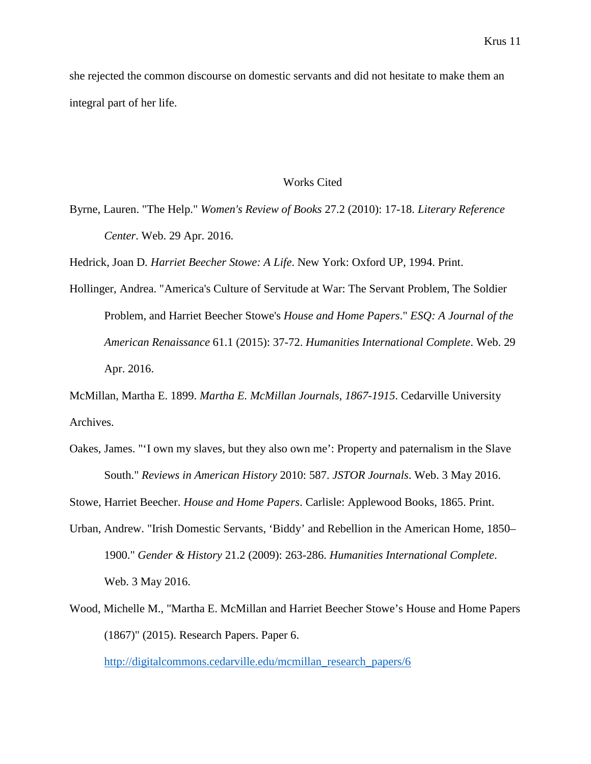she rejected the common discourse on domestic servants and did not hesitate to make them an integral part of her life.

## Works Cited

Byrne, Lauren. "The Help." *Women's Review of Books* 27.2 (2010): 17-18. *Literary Reference Center*. Web. 29 Apr. 2016.

Hedrick, Joan D. *Harriet Beecher Stowe: A Life*. New York: Oxford UP, 1994. Print.

Hollinger, Andrea. "America's Culture of Servitude at War: The Servant Problem, The Soldier Problem, and Harriet Beecher Stowe's *House and Home Papers*." *ESQ: A Journal of the American Renaissance* 61.1 (2015): 37-72. *Humanities International Complete*. Web. 29 Apr. 2016.

McMillan, Martha E. 1899. *Martha E. McMillan Journals, 1867-1915*. Cedarville University Archives.

Oakes, James. "'I own my slaves, but they also own me': Property and paternalism in the Slave South." *Reviews in American History* 2010: 587. *JSTOR Journals*. Web. 3 May 2016.

Stowe, Harriet Beecher. *House and Home Papers*. Carlisle: Applewood Books, 1865. Print.

Urban, Andrew. "Irish Domestic Servants, 'Biddy' and Rebellion in the American Home, 1850–1900." *Gender & History* 21.2 (2009): 263-286. *Humanities International Complete*. Web. 3 May 2016.

Wood, Michelle M., "Martha E. McMillan and Harriet Beecher Stowe's House and Home Papers (1867)" (2015). Research Papers. Paper 6. http://digitalcommons.cedarville.edu/mcmillan_research_papers/6